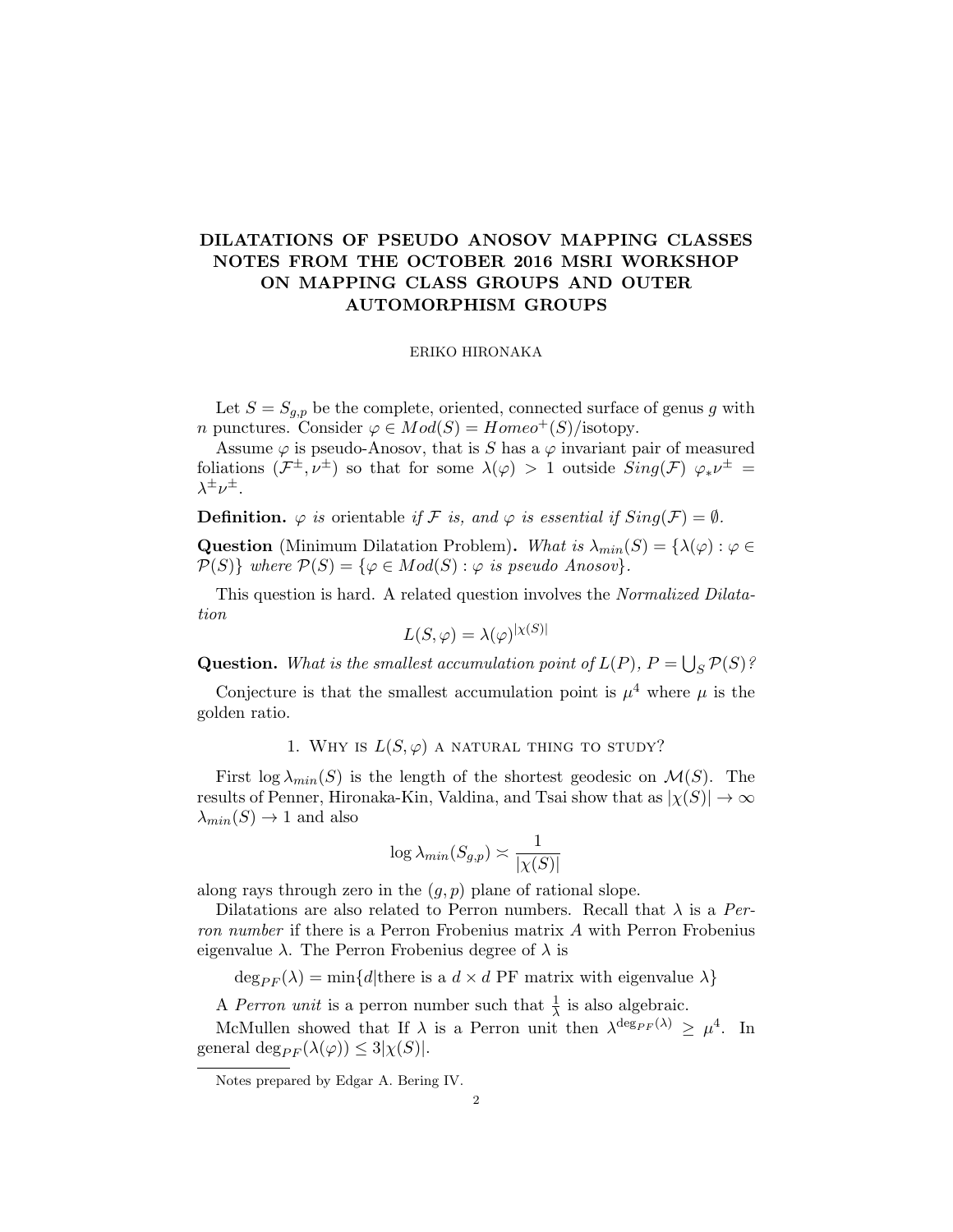# DILATATIONS OF PSEUDO ANOSOV MAPPING CLASSES NOTES FROM THE OCTOBER 2016 MSRI WORKSHOP ON MAPPING CLASS GROUPS AND OUTER AUTOMORPHISM GROUPS

ERIKO HIRONAKA

Let $S = S_{g,p}$ be the complete, oriented, connected surface of genus $g$ with $n$ punctures. Consider $\varphi \in Mod(S) = Homeo^+(S)/\text{isotopy}$.

Assume $\varphi$ is pseudo-Anosov, that is $S$ has a $\varphi$ invariant pair of measured foliations $(\mathcal{F}^{\pm}, \nu^{\pm})$ so that for some $\lambda(\varphi) > 1$ outside $Sing(\mathcal{F})$ $\varphi_* \nu^{\pm} = \lambda^{\pm} \nu^{\pm}$.

**Definition.** *$\varphi$ is* orientable *if $\mathcal{F}$ is, and $\varphi$ is essential if $Sing(\mathcal{F}) = \emptyset$.*

**Question** (Minimum Dilatation Problem)**.** *What is $\lambda_{min}(S) = \{\lambda(\varphi) : \varphi \in \mathcal{P}(S)\}$ where $\mathcal{P}(S) = \{\varphi \in Mod(S) : \varphi$ is pseudo Anosov$\}$.*

This question is hard. A related question involves the *Normalized Dilatation*

$$L(S, \varphi) = \lambda(\varphi)^{|\chi(S)|}$$

**Question.** *What is the smallest accumulation point of $L(P)$, $P = \bigcup_S \mathcal{P}(S)$?*

Conjecture is that the smallest accumulation point is $\mu^4$ where $\mu$ is the golden ratio.

## 1. Why is $L(S, \varphi)$ a natural thing to study?

First $\log \lambda_{min}(S)$ is the length of the shortest geodesic on $\mathcal{M}(S)$. The results of Penner, Hironaka-Kin, Valdina, and Tsai show that as $|\chi(S)| \to \infty$ $\lambda_{min}(S) \to 1$ and also

$$\log \lambda_{min}(S_{g,p}) \asymp \frac{1}{|\chi(S)|}$$

along rays through zero in the $(g, p)$ plane of rational slope.

Dilatations are also related to Perron numbers. Recall that $\lambda$ is a *Perron number* if there is a Perron Frobenius matrix $A$ with Perron Frobenius eigenvalue $\lambda$. The Perron Frobenius degree of $\lambda$ is

$$\deg_{PF}(\lambda) = \min\{d | \text{there is a } d \times d \text{ PF matrix with eigenvalue } \lambda\}$$

A *Perron unit* is a perron number such that $\frac{1}{\lambda}$ is also algebraic.

McMullen showed that If $\lambda$ is a Perron unit then $\lambda^{\deg_{PF}(\lambda)} \geq \mu^4$. In general $\deg_{PF}(\lambda(\varphi)) \leq 3|\chi(S)|$.

Notes prepared by Edgar A. Bering IV.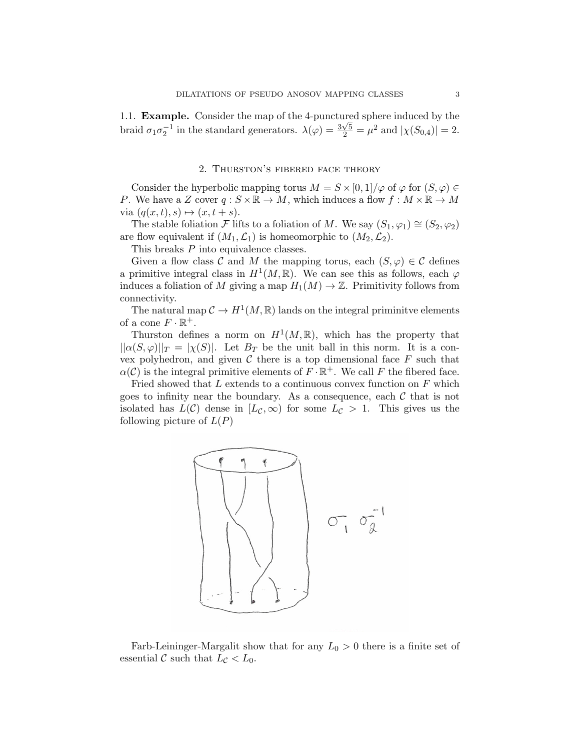**1.1. Example.** Consider the map of the 4-punctured sphere induced by the braid $\sigma_1\sigma_2^{-1}$ in the standard generators. $\lambda(\varphi) = \frac{3\sqrt{5}}{2} = \mu^2$ and $|\chi(S_{0,4})| = 2$.

## 2. Thurston's fibered face theory

Consider the hyperbolic mapping torus $M = S \times [0,1]/\varphi$ of $\varphi$ for $(S, \varphi) \in P$. We have a $Z$ cover $q : S \times \mathbb{R} \to M$, which induces a flow $f : M \times \mathbb{R} \to M$ via $(q(x,t), s) \mapsto (x, t+s)$.

The stable foliation $\mathcal{F}$ lifts to a foliation of $M$. We say $(S_1, \varphi_1) \cong (S_2, \varphi_2)$ are flow equivalent if $(M_1, \mathcal{L}_1)$ is homeomorphic to $(M_2, \mathcal{L}_2)$.

This breaks $P$ into equivalence classes.

Given a flow class $\mathcal{C}$ and $M$ the mapping torus, each $(S, \varphi) \in \mathcal{C}$ defines a primitive integral class in $H^1(M, \mathbb{R})$. We can see this as follows, each $\varphi$ induces a foliation of $M$ giving a map $H_1(M) \to \mathbb{Z}$. Primitivity follows from connectivity.

The natural map $\mathcal{C} \to H^1(M, \mathbb{R})$ lands on the integral priminitve elements of a cone $F \cdot \mathbb{R}^+$.

Thurston defines a norm on $H^1(M, \mathbb{R})$, which has the property that $||\alpha(S, \varphi)||_T = |\chi(S)|$. Let $B_T$ be the unit ball in this norm. It is a convex polyhedron, and given $\mathcal{C}$ there is a top dimensional face $F$ such that $\alpha(\mathcal{C})$ is the integral primitive elements of $F \cdot \mathbb{R}^+$. We call $F$ the fibered face.

Fried showed that $L$ extends to a continuous convex function on $F$ which goes to infinity near the boundary. As a consequence, each $\mathcal{C}$ that is not isolated has $L(\mathcal{C})$ dense in $[L_{\mathcal{C}}, \infty)$ for some $L_{\mathcal{C}} > 1$. This gives us the following picture of $L(P)$

$\sigma_1 \sigma_2^{-1}$

Farb-Leininger-Margalit show that for any $L_0 > 0$ there is a finite set of essential $\mathcal{C}$ such that $L_{\mathcal{C}} < L_0$.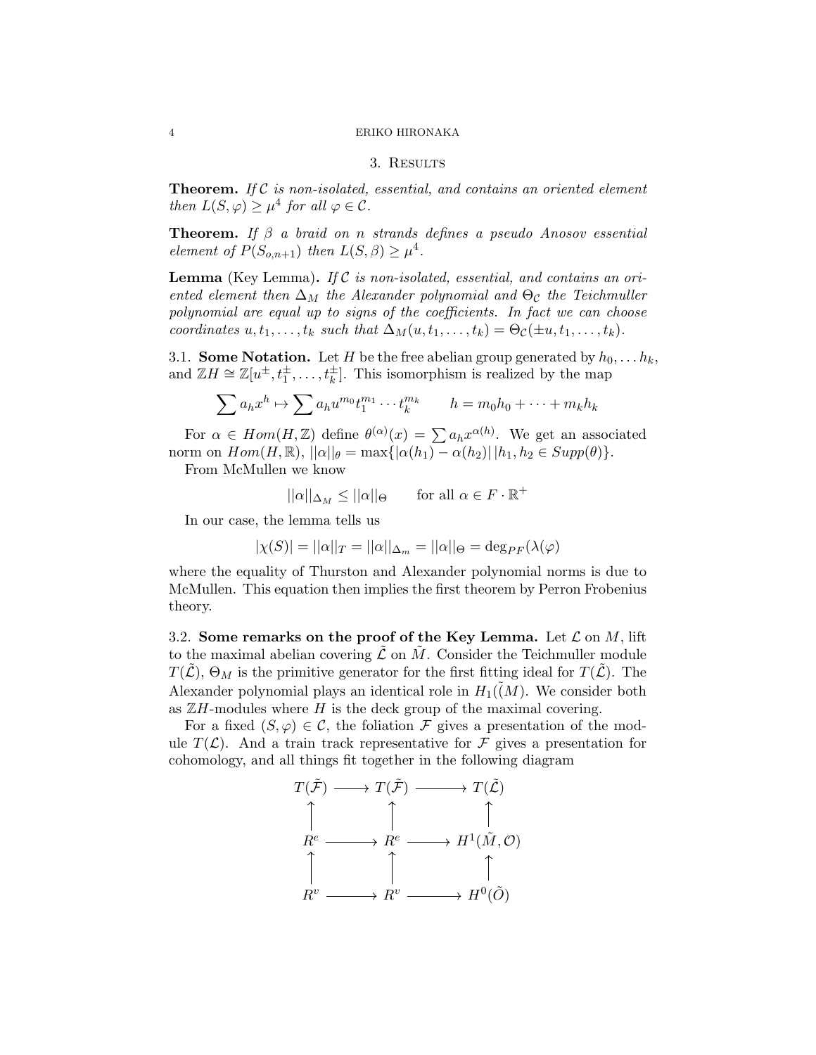## 3. Results

**Theorem.** *If $\mathcal{C}$ is non-isolated, essential, and contains an oriented element then $L(S,\varphi) \geq \mu^4$ for all $\varphi \in \mathcal{C}$.*

**Theorem.** *If $\beta$ a braid on $n$ strands defines a pseudo Anosov essential element of $P(S_{o,n+1})$ then $L(S,\beta) \geq \mu^4$.*

**Lemma** (Key Lemma)**.** *If $\mathcal{C}$ is non-isolated, essential, and contains an oriented element then $\Delta_M$ the Alexander polynomial and $\Theta_{\mathcal{C}}$ the Teichmuller polynomial are equal up to signs of the coefficients. In fact we can choose coordinates $u, t_1, \ldots, t_k$ such that $\Delta_M(u, t_1, \ldots, t_k) = \Theta_{\mathcal{C}}(\pm u, t_1, \ldots, t_k)$.*

3.1. **Some Notation.** Let $H$ be the free abelian group generated by $h_0, \ldots h_k$, and $\mathbb{Z}H \cong \mathbb{Z}[u^{\pm}, t_1^{\pm}, \ldots, t_k^{\pm}]$. This isomorphism is realized by the map

$$\sum a_h x^h \mapsto \sum a_h u^{m_0} t_1^{m_1} \cdots t_k^{m_k} \qquad h = m_0 h_0 + \cdots + m_k h_k$$

For $\alpha \in Hom(H, \mathbb{Z})$ define $\theta^{(\alpha)}(x) = \sum a_h x^{\alpha(h)}$. We get an associated norm on $Hom(H, \mathbb{R})$, $||\alpha||_\theta = \max\{|\alpha(h_1) - \alpha(h_2)| \, | h_1, h_2 \in Supp(\theta)\}$.

From McMullen we know

$$||\alpha||_{\Delta_M} \leq ||\alpha||_{\Theta} \qquad \text{for all } \alpha \in F \cdot \mathbb{R}^+$$

In our case, the lemma tells us

$$|\chi(S)| = ||\alpha||_T = ||\alpha||_{\Delta_m} = ||\alpha||_{\Theta} = \deg_{PF}(\lambda(\varphi)$$

where the equality of Thurston and Alexander polynomial norms is due to McMullen. This equation then implies the first theorem by Perron Frobenius theory.

3.2. **Some remarks on the proof of the Key Lemma.** Let $\mathcal{L}$ on $M$, lift to the maximal abelian covering $\tilde{\mathcal{L}}$ on $\tilde{M}$. Consider the Teichmuller module $T(\tilde{\mathcal{L}})$, $\Theta_M$ is the primitive generator for the first fitting ideal for $T(\tilde{\mathcal{L}})$. The Alexander polynomial plays an identical role in $H_1(\tilde{(M)})$. We consider both as $\mathbb{Z}H$-modules where $H$ is the deck group of the maximal covering.

For a fixed $(S,\varphi) \in \mathcal{C}$, the foliation $\mathcal{F}$ gives a presentation of the module $T(\mathcal{L})$. And a train track representative for $\mathcal{F}$ gives a presentation for cohomology, and all things fit together in the following diagram

$$\begin{array}{ccccc}
T(\tilde{\mathcal{F}}) & \longrightarrow & T(\tilde{\mathcal{F}}) & \longrightarrow & T(\tilde{\mathcal{L}}) \\
\uparrow & & \uparrow & & \uparrow \\
R^e & \longrightarrow & R^e & \longrightarrow & H^1(\tilde{M}, \mathcal{O}) \\
\uparrow & & \uparrow & & \uparrow \\
R^v & \longrightarrow & R^v & \longrightarrow & H^0(\tilde{O})
\end{array}$$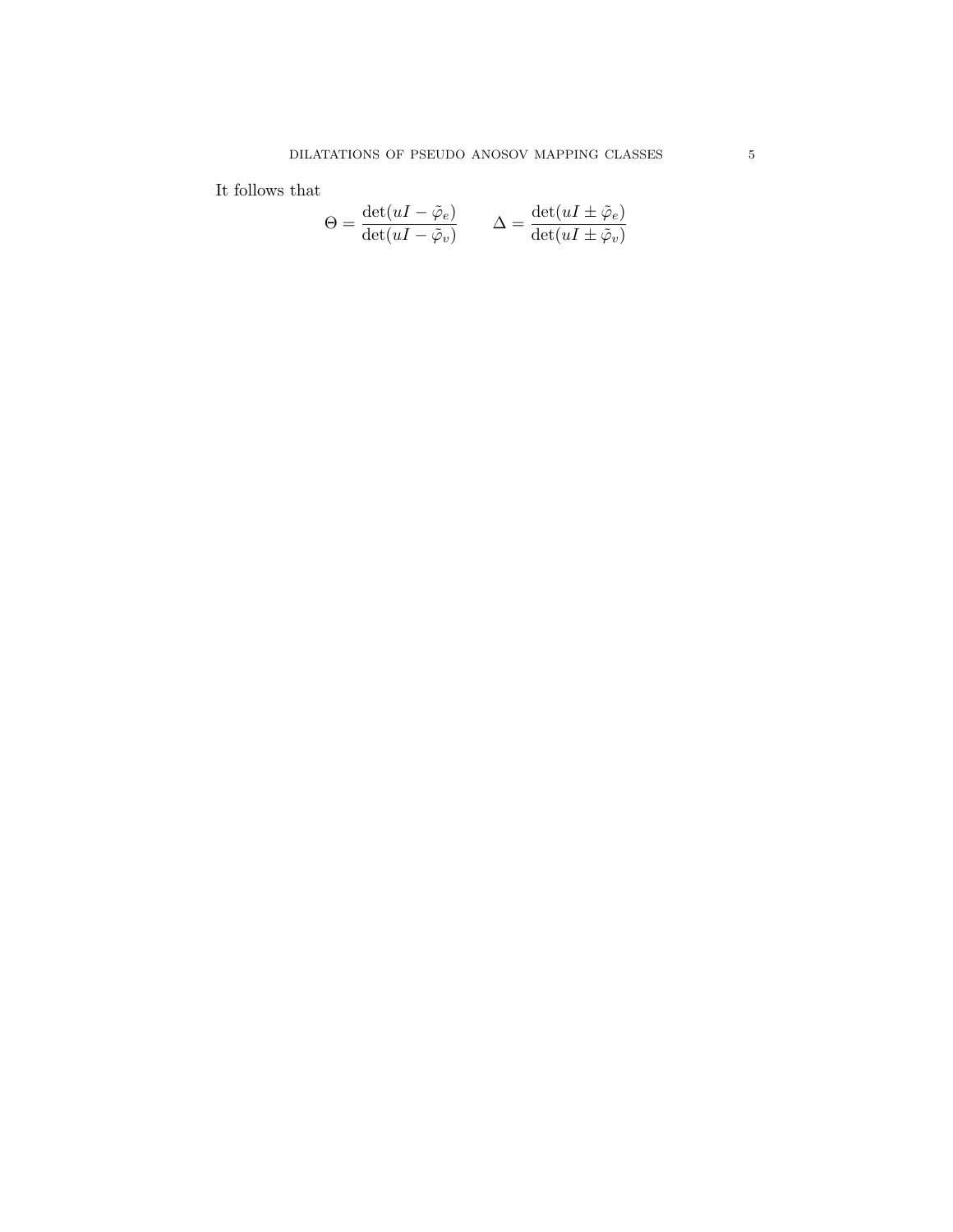It follows that

$$\Theta = \frac{\det(uI - \tilde{\varphi}_e)}{\det(uI - \tilde{\varphi}_v)} \qquad \Delta = \frac{\det(uI \pm \tilde{\varphi}_e)}{\det(uI \pm \tilde{\varphi}_v)}$$